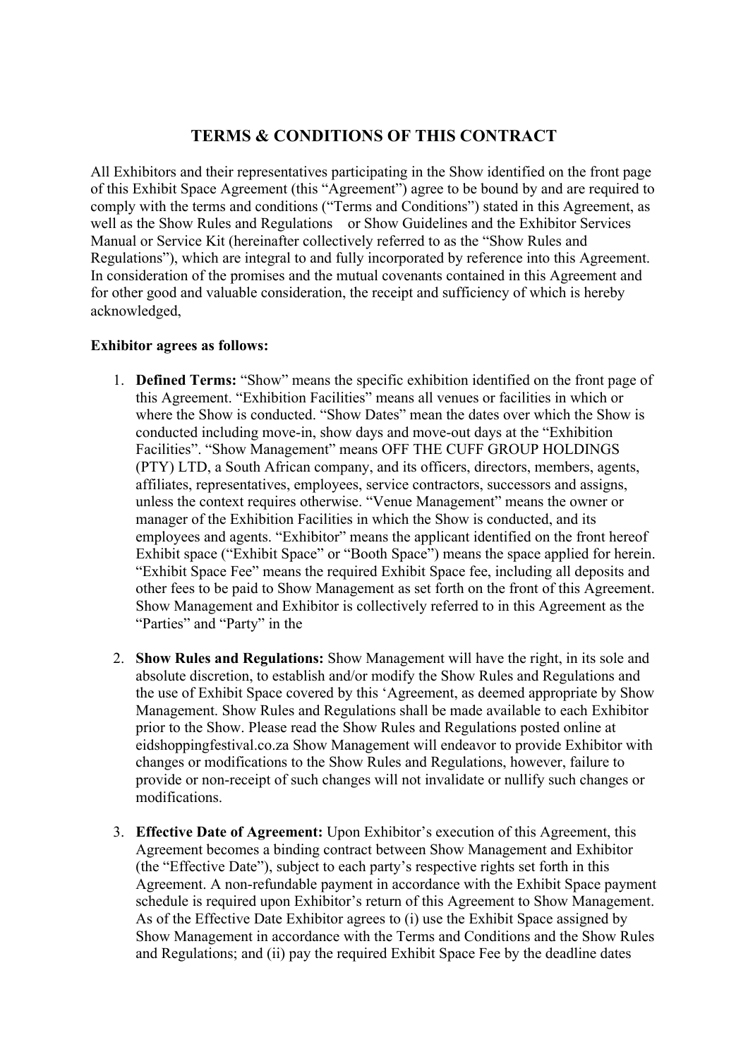# TERMS & CONDITIONS OF THIS CONTRACT

All Exhibitors and their representatives participating in the Show identified on the front page of this Exhibit Space Agreement (this "Agreement") agree to be bound by and are required to comply with the terms and conditions ("Terms and Conditions") stated in this Agreement, as well as the Show Rules and Regulations or Show Guidelines and the Exhibitor Services Manual or Service Kit (hereinafter collectively referred to as the "Show Rules and Regulations"), which are integral to and fully incorporated by reference into this Agreement. In consideration of the promises and the mutual covenants contained in this Agreement and for other good and valuable consideration, the receipt and sufficiency of which is hereby acknowledged,

**Exhibitor agrees as follows:**

1. **Defined Terms:** "Show" means the specific exhibition identified on the front page of this Agreement. "Exhibition Facilities" means all venues or facilities in which or where the Show is conducted. "Show Dates" mean the dates over which the Show is conducted including move-in, show days and move-out days at the "Exhibition Facilities". "Show Management" means OFF THE CUFF GROUP HOLDINGS (PTY) LTD, a South African company, and its officers, directors, members, agents, affiliates, representatives, employees, service contractors, successors and assigns, unless the context requires otherwise. "Venue Management" means the owner or manager of the Exhibition Facilities in which the Show is conducted, and its employees and agents. "Exhibitor" means the applicant identified on the front hereof Exhibit space ("Exhibit Space" or "Booth Space") means the space applied for herein. "Exhibit Space Fee" means the required Exhibit Space fee, including all deposits and other fees to be paid to Show Management as set forth on the front of this Agreement. Show Management and Exhibitor is collectively referred to in this Agreement as the "Parties" and "Party" in the

2. **Show Rules and Regulations:** Show Management will have the right, in its sole and absolute discretion, to establish and/or modify the Show Rules and Regulations and the use of Exhibit Space covered by this 'Agreement, as deemed appropriate by Show Management. Show Rules and Regulations shall be made available to each Exhibitor prior to the Show. Please read the Show Rules and Regulations posted online at eidshoppingfestival.co.za Show Management will endeavor to provide Exhibitor with changes or modifications to the Show Rules and Regulations, however, failure to provide or non-receipt of such changes will not invalidate or nullify such changes or modifications.

3. **Effective Date of Agreement:** Upon Exhibitor's execution of this Agreement, this Agreement becomes a binding contract between Show Management and Exhibitor (the "Effective Date"), subject to each party's respective rights set forth in this Agreement. A non-refundable payment in accordance with the Exhibit Space payment schedule is required upon Exhibitor's return of this Agreement to Show Management. As of the Effective Date Exhibitor agrees to (i) use the Exhibit Space assigned by Show Management in accordance with the Terms and Conditions and the Show Rules and Regulations; and (ii) pay the required Exhibit Space Fee by the deadline dates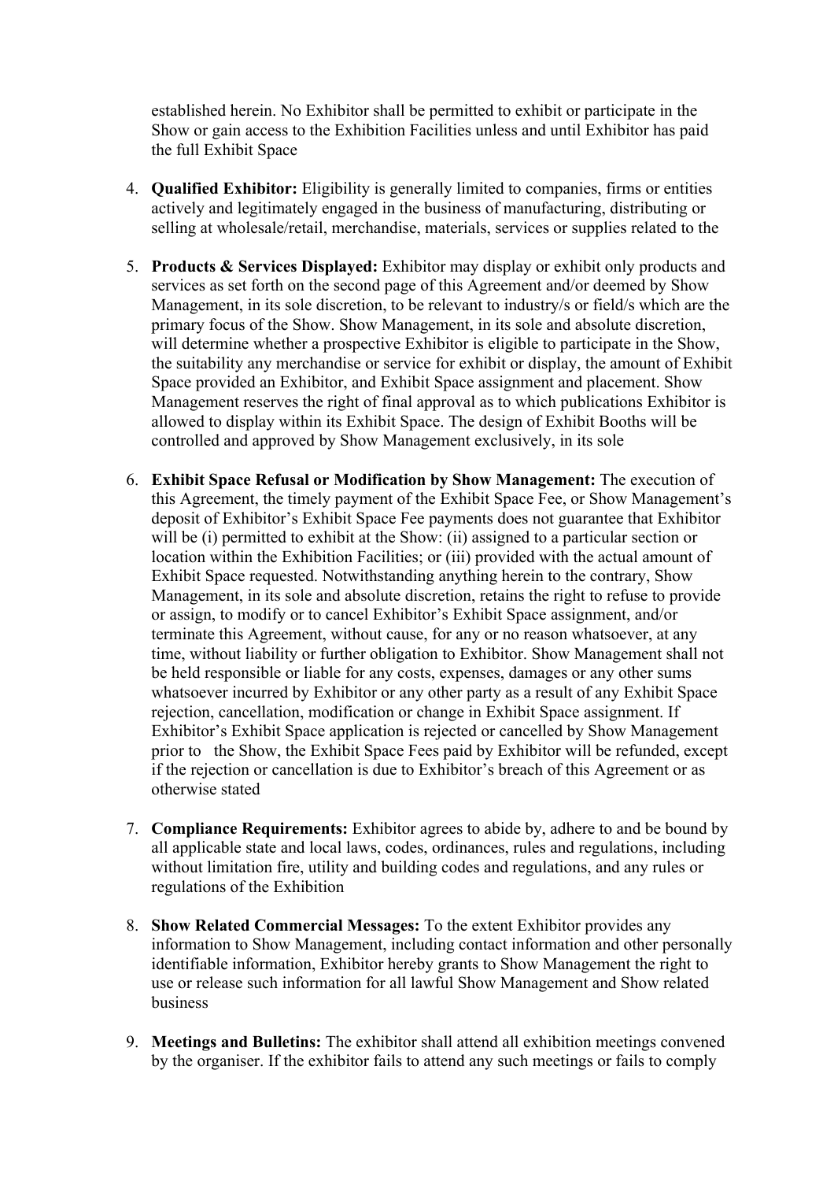established herein. No Exhibitor shall be permitted to exhibit or participate in the Show or gain access to the Exhibition Facilities unless and until Exhibitor has paid the full Exhibit Space

4. **Qualified Exhibitor:** Eligibility is generally limited to companies, firms or entities actively and legitimately engaged in the business of manufacturing, distributing or selling at wholesale/retail, merchandise, materials, services or supplies related to the

5. **Products & Services Displayed:** Exhibitor may display or exhibit only products and services as set forth on the second page of this Agreement and/or deemed by Show Management, in its sole discretion, to be relevant to industry/s or field/s which are the primary focus of the Show. Show Management, in its sole and absolute discretion, will determine whether a prospective Exhibitor is eligible to participate in the Show, the suitability any merchandise or service for exhibit or display, the amount of Exhibit Space provided an Exhibitor, and Exhibit Space assignment and placement. Show Management reserves the right of final approval as to which publications Exhibitor is allowed to display within its Exhibit Space. The design of Exhibit Booths will be controlled and approved by Show Management exclusively, in its sole

6. **Exhibit Space Refusal or Modification by Show Management:** The execution of this Agreement, the timely payment of the Exhibit Space Fee, or Show Management's deposit of Exhibitor's Exhibit Space Fee payments does not guarantee that Exhibitor will be (i) permitted to exhibit at the Show: (ii) assigned to a particular section or location within the Exhibition Facilities; or (iii) provided with the actual amount of Exhibit Space requested. Notwithstanding anything herein to the contrary, Show Management, in its sole and absolute discretion, retains the right to refuse to provide or assign, to modify or to cancel Exhibitor's Exhibit Space assignment, and/or terminate this Agreement, without cause, for any or no reason whatsoever, at any time, without liability or further obligation to Exhibitor. Show Management shall not be held responsible or liable for any costs, expenses, damages or any other sums whatsoever incurred by Exhibitor or any other party as a result of any Exhibit Space rejection, cancellation, modification or change in Exhibit Space assignment. If Exhibitor's Exhibit Space application is rejected or cancelled by Show Management prior to the Show, the Exhibit Space Fees paid by Exhibitor will be refunded, except if the rejection or cancellation is due to Exhibitor's breach of this Agreement or as otherwise stated

7. **Compliance Requirements:** Exhibitor agrees to abide by, adhere to and be bound by all applicable state and local laws, codes, ordinances, rules and regulations, including without limitation fire, utility and building codes and regulations, and any rules or regulations of the Exhibition

8. **Show Related Commercial Messages:** To the extent Exhibitor provides any information to Show Management, including contact information and other personally identifiable information, Exhibitor hereby grants to Show Management the right to use or release such information for all lawful Show Management and Show related business

9. **Meetings and Bulletins:** The exhibitor shall attend all exhibition meetings convened by the organiser. If the exhibitor fails to attend any such meetings or fails to comply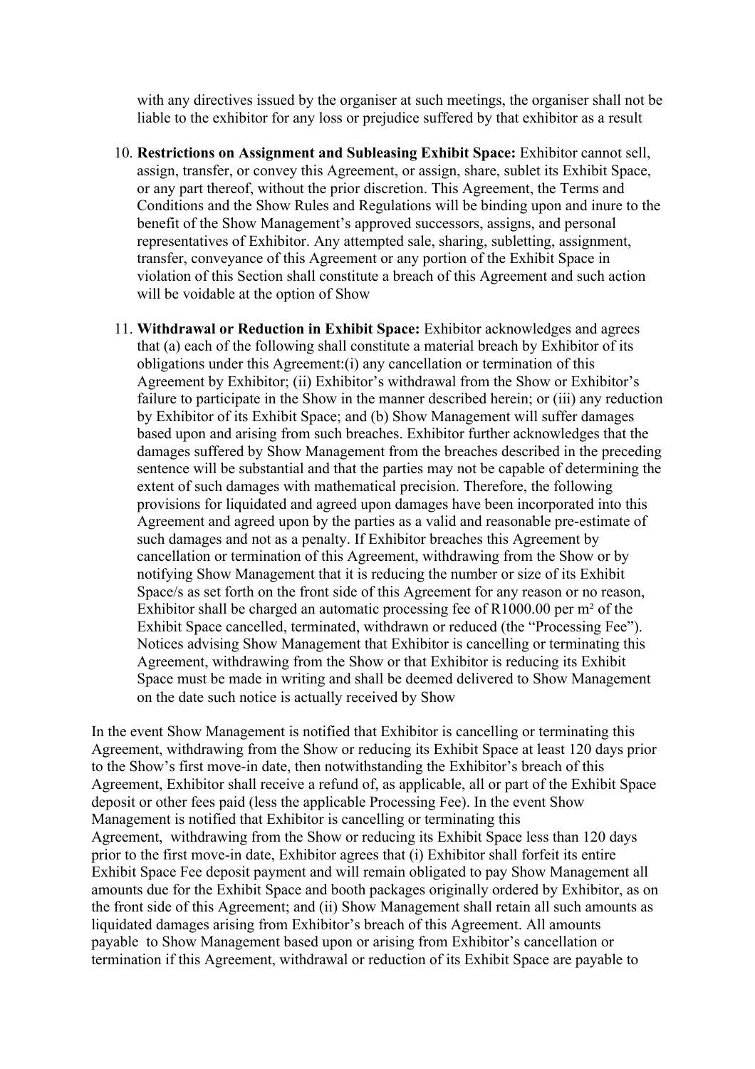with any directives issued by the organiser at such meetings, the organiser shall not be liable to the exhibitor for any loss or prejudice suffered by that exhibitor as a result

10. **Restrictions on Assignment and Subleasing Exhibit Space:** Exhibitor cannot sell, assign, transfer, or convey this Agreement, or assign, share, sublet its Exhibit Space, or any part thereof, without the prior discretion. This Agreement, the Terms and Conditions and the Show Rules and Regulations will be binding upon and inure to the benefit of the Show Management's approved successors, assigns, and personal representatives of Exhibitor. Any attempted sale, sharing, subletting, assignment, transfer, conveyance of this Agreement or any portion of the Exhibit Space in violation of this Section shall constitute a breach of this Agreement and such action will be voidable at the option of Show

11. **Withdrawal or Reduction in Exhibit Space:** Exhibitor acknowledges and agrees that (a) each of the following shall constitute a material breach by Exhibitor of its obligations under this Agreement:(i) any cancellation or termination of this Agreement by Exhibitor; (ii) Exhibitor's withdrawal from the Show or Exhibitor's failure to participate in the Show in the manner described herein; or (iii) any reduction by Exhibitor of its Exhibit Space; and (b) Show Management will suffer damages based upon and arising from such breaches. Exhibitor further acknowledges that the damages suffered by Show Management from the breaches described in the preceding sentence will be substantial and that the parties may not be capable of determining the extent of such damages with mathematical precision. Therefore, the following provisions for liquidated and agreed upon damages have been incorporated into this Agreement and agreed upon by the parties as a valid and reasonable pre-estimate of such damages and not as a penalty. If Exhibitor breaches this Agreement by cancellation or termination of this Agreement, withdrawing from the Show or by notifying Show Management that it is reducing the number or size of its Exhibit Space/s as set forth on the front side of this Agreement for any reason or no reason, Exhibitor shall be charged an automatic processing fee of R1000.00 per m² of the Exhibit Space cancelled, terminated, withdrawn or reduced (the "Processing Fee"). Notices advising Show Management that Exhibitor is cancelling or terminating this Agreement, withdrawing from the Show or that Exhibitor is reducing its Exhibit Space must be made in writing and shall be deemed delivered to Show Management on the date such notice is actually received by Show

In the event Show Management is notified that Exhibitor is cancelling or terminating this Agreement, withdrawing from the Show or reducing its Exhibit Space at least 120 days prior to the Show's first move-in date, then notwithstanding the Exhibitor's breach of this Agreement, Exhibitor shall receive a refund of, as applicable, all or part of the Exhibit Space deposit or other fees paid (less the applicable Processing Fee). In the event Show Management is notified that Exhibitor is cancelling or terminating this Agreement, withdrawing from the Show or reducing its Exhibit Space less than 120 days prior to the first move-in date, Exhibitor agrees that (i) Exhibitor shall forfeit its entire Exhibit Space Fee deposit payment and will remain obligated to pay Show Management all amounts due for the Exhibit Space and booth packages originally ordered by Exhibitor, as on the front side of this Agreement; and (ii) Show Management shall retain all such amounts as liquidated damages arising from Exhibitor's breach of this Agreement. All amounts payable to Show Management based upon or arising from Exhibitor's cancellation or termination if this Agreement, withdrawal or reduction of its Exhibit Space are payable to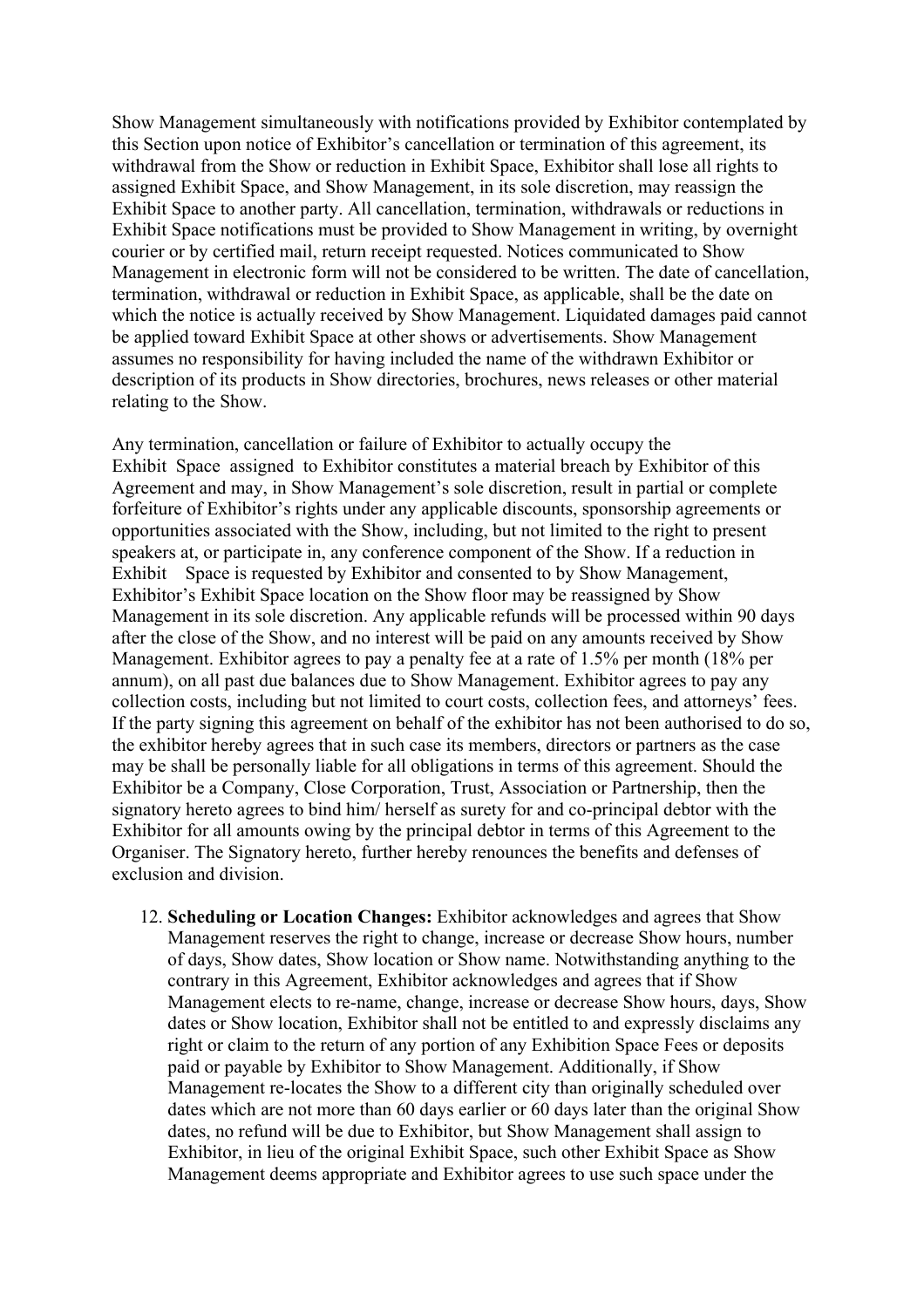Show Management simultaneously with notifications provided by Exhibitor contemplated by this Section upon notice of Exhibitor's cancellation or termination of this agreement, its withdrawal from the Show or reduction in Exhibit Space, Exhibitor shall lose all rights to assigned Exhibit Space, and Show Management, in its sole discretion, may reassign the Exhibit Space to another party. All cancellation, termination, withdrawals or reductions in Exhibit Space notifications must be provided to Show Management in writing, by overnight courier or by certified mail, return receipt requested. Notices communicated to Show Management in electronic form will not be considered to be written. The date of cancellation, termination, withdrawal or reduction in Exhibit Space, as applicable, shall be the date on which the notice is actually received by Show Management. Liquidated damages paid cannot be applied toward Exhibit Space at other shows or advertisements. Show Management assumes no responsibility for having included the name of the withdrawn Exhibitor or description of its products in Show directories, brochures, news releases or other material relating to the Show.

Any termination, cancellation or failure of Exhibitor to actually occupy the Exhibit Space assigned to Exhibitor constitutes a material breach by Exhibitor of this Agreement and may, in Show Management's sole discretion, result in partial or complete forfeiture of Exhibitor's rights under any applicable discounts, sponsorship agreements or opportunities associated with the Show, including, but not limited to the right to present speakers at, or participate in, any conference component of the Show. If a reduction in Exhibit Space is requested by Exhibitor and consented to by Show Management, Exhibitor's Exhibit Space location on the Show floor may be reassigned by Show Management in its sole discretion. Any applicable refunds will be processed within 90 days after the close of the Show, and no interest will be paid on any amounts received by Show Management. Exhibitor agrees to pay a penalty fee at a rate of 1.5% per month (18% per annum), on all past due balances due to Show Management. Exhibitor agrees to pay any collection costs, including but not limited to court costs, collection fees, and attorneys' fees. If the party signing this agreement on behalf of the exhibitor has not been authorised to do so, the exhibitor hereby agrees that in such case its members, directors or partners as the case may be shall be personally liable for all obligations in terms of this agreement. Should the Exhibitor be a Company, Close Corporation, Trust, Association or Partnership, then the signatory hereto agrees to bind him/ herself as surety for and co-principal debtor with the Exhibitor for all amounts owing by the principal debtor in terms of this Agreement to the Organiser. The Signatory hereto, further hereby renounces the benefits and defenses of exclusion and division.

12. **Scheduling or Location Changes:** Exhibitor acknowledges and agrees that Show Management reserves the right to change, increase or decrease Show hours, number of days, Show dates, Show location or Show name. Notwithstanding anything to the contrary in this Agreement, Exhibitor acknowledges and agrees that if Show Management elects to re-name, change, increase or decrease Show hours, days, Show dates or Show location, Exhibitor shall not be entitled to and expressly disclaims any right or claim to the return of any portion of any Exhibition Space Fees or deposits paid or payable by Exhibitor to Show Management. Additionally, if Show Management re-locates the Show to a different city than originally scheduled over dates which are not more than 60 days earlier or 60 days later than the original Show dates, no refund will be due to Exhibitor, but Show Management shall assign to Exhibitor, in lieu of the original Exhibit Space, such other Exhibit Space as Show Management deems appropriate and Exhibitor agrees to use such space under the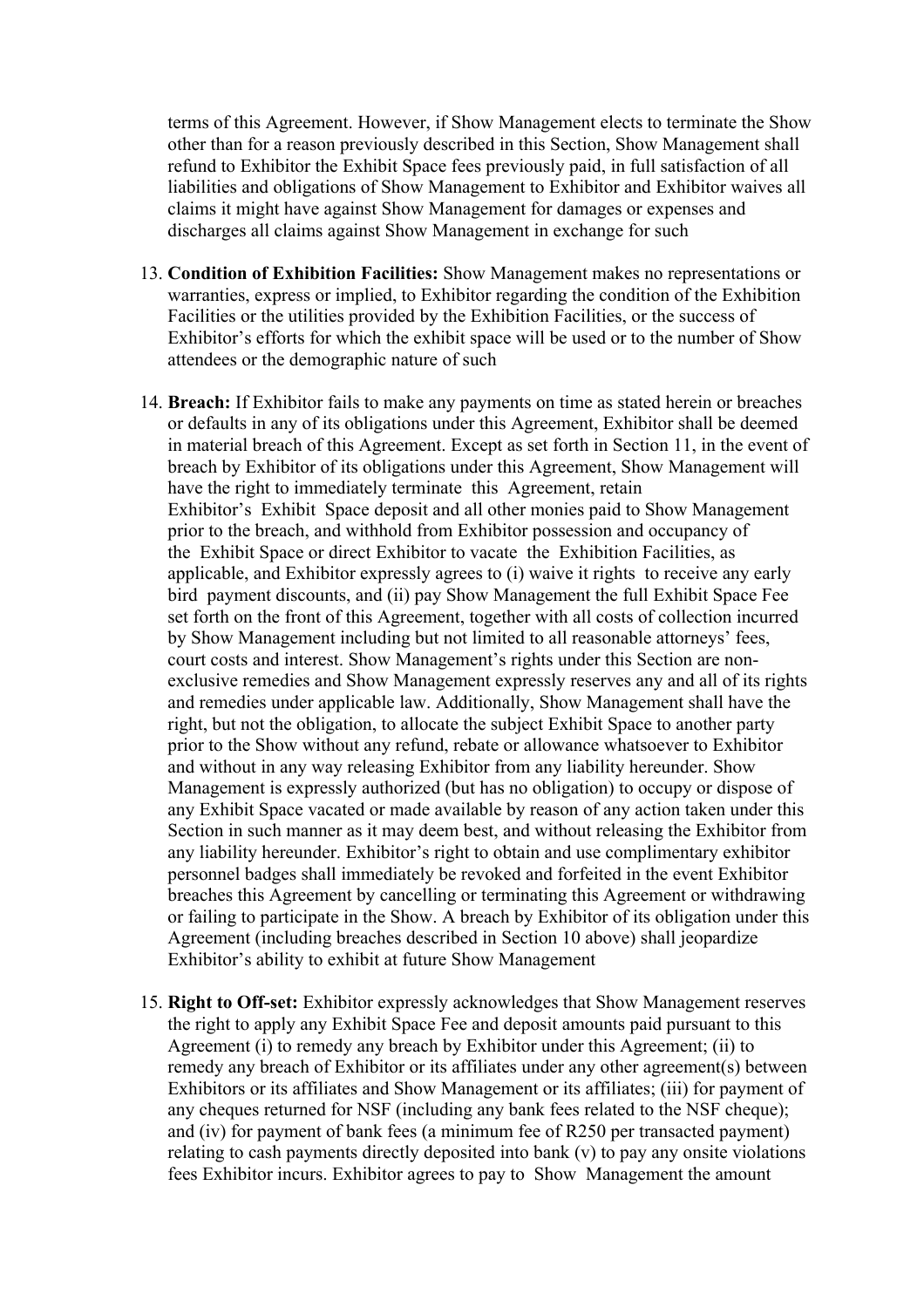terms of this Agreement. However, if Show Management elects to terminate the Show other than for a reason previously described in this Section, Show Management shall refund to Exhibitor the Exhibit Space fees previously paid, in full satisfaction of all liabilities and obligations of Show Management to Exhibitor and Exhibitor waives all claims it might have against Show Management for damages or expenses and discharges all claims against Show Management in exchange for such

13. **Condition of Exhibition Facilities:** Show Management makes no representations or warranties, express or implied, to Exhibitor regarding the condition of the Exhibition Facilities or the utilities provided by the Exhibition Facilities, or the success of Exhibitor's efforts for which the exhibit space will be used or to the number of Show attendees or the demographic nature of such

14. **Breach:** If Exhibitor fails to make any payments on time as stated herein or breaches or defaults in any of its obligations under this Agreement, Exhibitor shall be deemed in material breach of this Agreement. Except as set forth in Section 11, in the event of breach by Exhibitor of its obligations under this Agreement, Show Management will have the right to immediately terminate this Agreement, retain Exhibitor's Exhibit Space deposit and all other monies paid to Show Management prior to the breach, and withhold from Exhibitor possession and occupancy of the Exhibit Space or direct Exhibitor to vacate the Exhibition Facilities, as applicable, and Exhibitor expressly agrees to (i) waive it rights to receive any early bird payment discounts, and (ii) pay Show Management the full Exhibit Space Fee set forth on the front of this Agreement, together with all costs of collection incurred by Show Management including but not limited to all reasonable attorneys' fees, court costs and interest. Show Management's rights under this Section are non-exclusive remedies and Show Management expressly reserves any and all of its rights and remedies under applicable law. Additionally, Show Management shall have the right, but not the obligation, to allocate the subject Exhibit Space to another party prior to the Show without any refund, rebate or allowance whatsoever to Exhibitor and without in any way releasing Exhibitor from any liability hereunder. Show Management is expressly authorized (but has no obligation) to occupy or dispose of any Exhibit Space vacated or made available by reason of any action taken under this Section in such manner as it may deem best, and without releasing the Exhibitor from any liability hereunder. Exhibitor's right to obtain and use complimentary exhibitor personnel badges shall immediately be revoked and forfeited in the event Exhibitor breaches this Agreement by cancelling or terminating this Agreement or withdrawing or failing to participate in the Show. A breach by Exhibitor of its obligation under this Agreement (including breaches described in Section 10 above) shall jeopardize Exhibitor's ability to exhibit at future Show Management

15. **Right to Off-set:** Exhibitor expressly acknowledges that Show Management reserves the right to apply any Exhibit Space Fee and deposit amounts paid pursuant to this Agreement (i) to remedy any breach by Exhibitor under this Agreement; (ii) to remedy any breach of Exhibitor or its affiliates under any other agreement(s) between Exhibitors or its affiliates and Show Management or its affiliates; (iii) for payment of any cheques returned for NSF (including any bank fees related to the NSF cheque); and (iv) for payment of bank fees (a minimum fee of R250 per transacted payment) relating to cash payments directly deposited into bank (v) to pay any onsite violations fees Exhibitor incurs. Exhibitor agrees to pay to Show Management the amount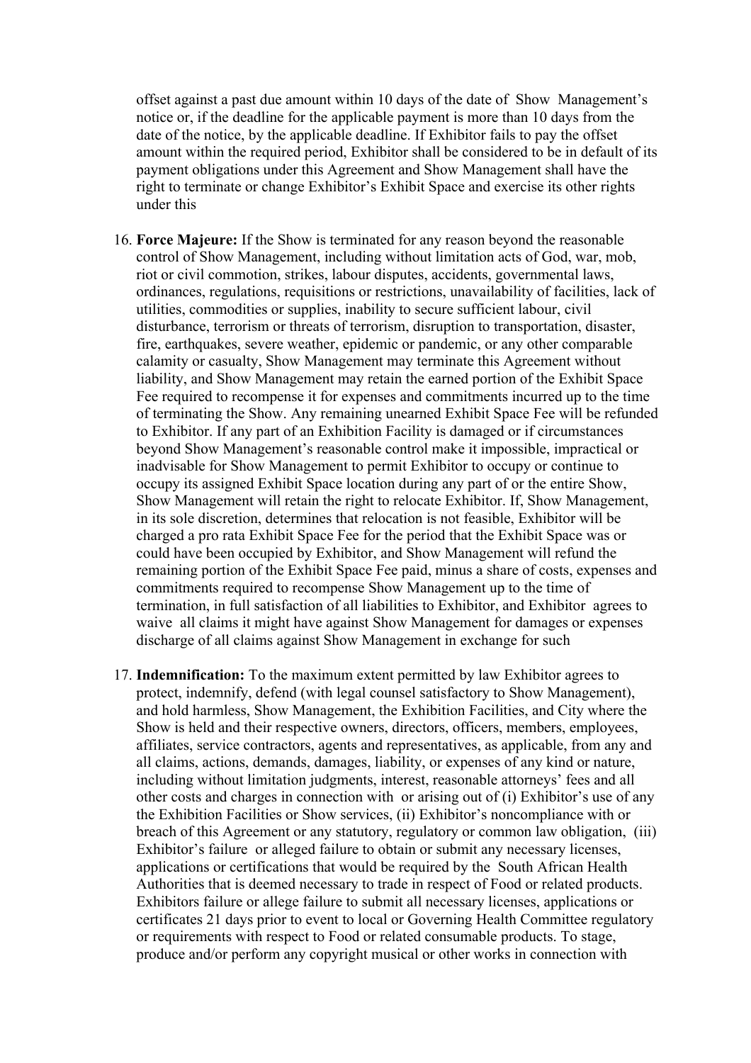offset against a past due amount within 10 days of the date of Show Management's notice or, if the deadline for the applicable payment is more than 10 days from the date of the notice, by the applicable deadline. If Exhibitor fails to pay the offset amount within the required period, Exhibitor shall be considered to be in default of its payment obligations under this Agreement and Show Management shall have the right to terminate or change Exhibitor's Exhibit Space and exercise its other rights under this

16. **Force Majeure:** If the Show is terminated for any reason beyond the reasonable control of Show Management, including without limitation acts of God, war, mob, riot or civil commotion, strikes, labour disputes, accidents, governmental laws, ordinances, regulations, requisitions or restrictions, unavailability of facilities, lack of utilities, commodities or supplies, inability to secure sufficient labour, civil disturbance, terrorism or threats of terrorism, disruption to transportation, disaster, fire, earthquakes, severe weather, epidemic or pandemic, or any other comparable calamity or casualty, Show Management may terminate this Agreement without liability, and Show Management may retain the earned portion of the Exhibit Space Fee required to recompense it for expenses and commitments incurred up to the time of terminating the Show. Any remaining unearned Exhibit Space Fee will be refunded to Exhibitor. If any part of an Exhibition Facility is damaged or if circumstances beyond Show Management's reasonable control make it impossible, impractical or inadvisable for Show Management to permit Exhibitor to occupy or continue to occupy its assigned Exhibit Space location during any part of or the entire Show, Show Management will retain the right to relocate Exhibitor. If, Show Management, in its sole discretion, determines that relocation is not feasible, Exhibitor will be charged a pro rata Exhibit Space Fee for the period that the Exhibit Space was or could have been occupied by Exhibitor, and Show Management will refund the remaining portion of the Exhibit Space Fee paid, minus a share of costs, expenses and commitments required to recompense Show Management up to the time of termination, in full satisfaction of all liabilities to Exhibitor, and Exhibitor agrees to waive all claims it might have against Show Management for damages or expenses discharge of all claims against Show Management in exchange for such

17. **Indemnification:** To the maximum extent permitted by law Exhibitor agrees to protect, indemnify, defend (with legal counsel satisfactory to Show Management), and hold harmless, Show Management, the Exhibition Facilities, and City where the Show is held and their respective owners, directors, officers, members, employees, affiliates, service contractors, agents and representatives, as applicable, from any and all claims, actions, demands, damages, liability, or expenses of any kind or nature, including without limitation judgments, interest, reasonable attorneys' fees and all other costs and charges in connection with or arising out of (i) Exhibitor's use of any the Exhibition Facilities or Show services, (ii) Exhibitor's noncompliance with or breach of this Agreement or any statutory, regulatory or common law obligation, (iii) Exhibitor's failure or alleged failure to obtain or submit any necessary licenses, applications or certifications that would be required by the South African Health Authorities that is deemed necessary to trade in respect of Food or related products. Exhibitors failure or allege failure to submit all necessary licenses, applications or certificates 21 days prior to event to local or Governing Health Committee regulatory or requirements with respect to Food or related consumable products. To stage, produce and/or perform any copyright musical or other works in connection with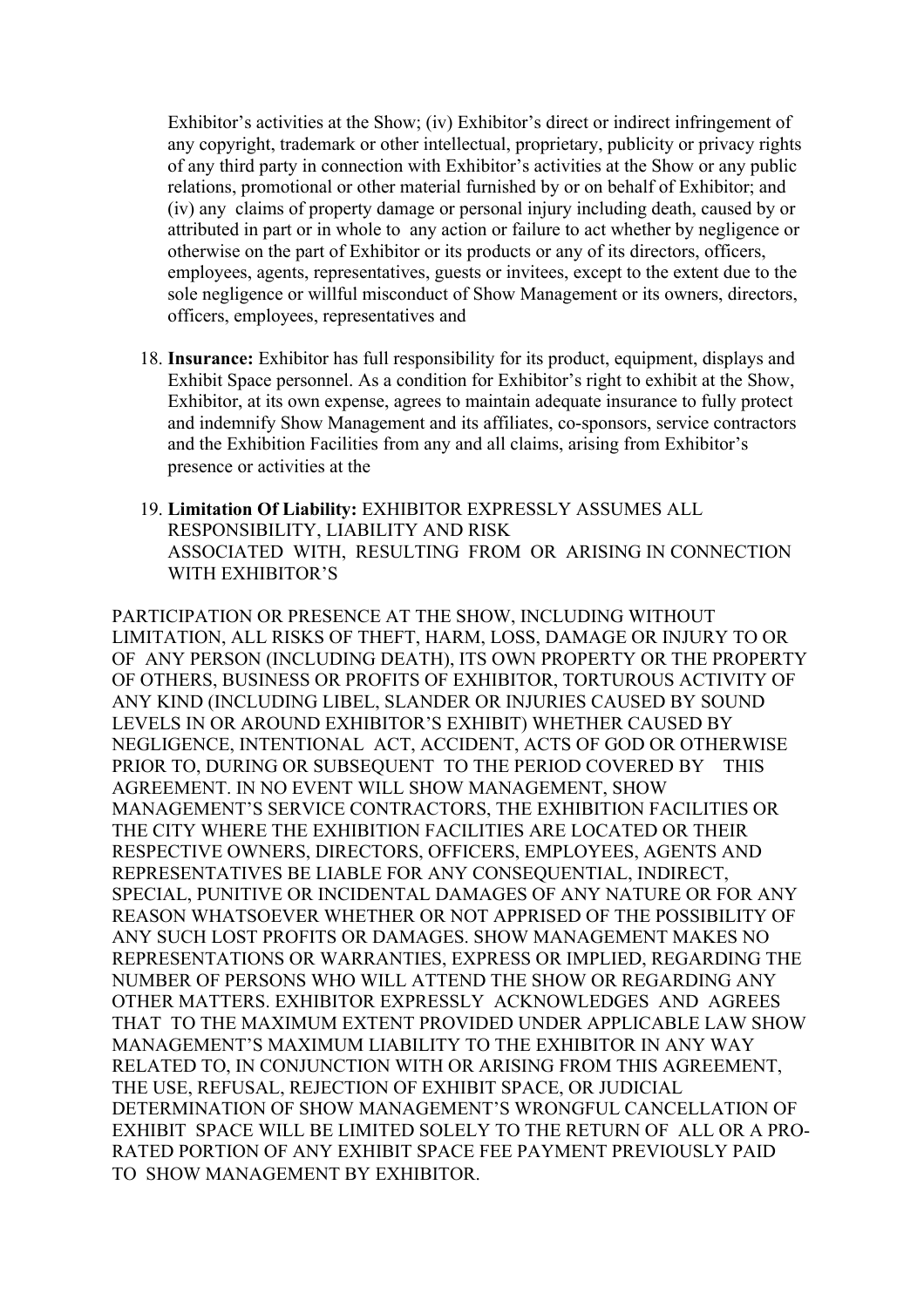Exhibitor's activities at the Show; (iv) Exhibitor's direct or indirect infringement of any copyright, trademark or other intellectual, proprietary, publicity or privacy rights of any third party in connection with Exhibitor's activities at the Show or any public relations, promotional or other material furnished by or on behalf of Exhibitor; and (iv) any claims of property damage or personal injury including death, caused by or attributed in part or in whole to any action or failure to act whether by negligence or otherwise on the part of Exhibitor or its products or any of its directors, officers, employees, agents, representatives, guests or invitees, except to the extent due to the sole negligence or willful misconduct of Show Management or its owners, directors, officers, employees, representatives and

18. **Insurance:** Exhibitor has full responsibility for its product, equipment, displays and Exhibit Space personnel. As a condition for Exhibitor's right to exhibit at the Show, Exhibitor, at its own expense, agrees to maintain adequate insurance to fully protect and indemnify Show Management and its affiliates, co-sponsors, service contractors and the Exhibition Facilities from any and all claims, arising from Exhibitor's presence or activities at the

19. **Limitation Of Liability:** EXHIBITOR EXPRESSLY ASSUMES ALL RESPONSIBILITY, LIABILITY AND RISK ASSOCIATED WITH, RESULTING FROM OR ARISING IN CONNECTION WITH EXHIBITOR'S

PARTICIPATION OR PRESENCE AT THE SHOW, INCLUDING WITHOUT LIMITATION, ALL RISKS OF THEFT, HARM, LOSS, DAMAGE OR INJURY TO OR OF ANY PERSON (INCLUDING DEATH), ITS OWN PROPERTY OR THE PROPERTY OF OTHERS, BUSINESS OR PROFITS OF EXHIBITOR, TORTUROUS ACTIVITY OF ANY KIND (INCLUDING LIBEL, SLANDER OR INJURIES CAUSED BY SOUND LEVELS IN OR AROUND EXHIBITOR'S EXHIBIT) WHETHER CAUSED BY NEGLIGENCE, INTENTIONAL ACT, ACCIDENT, ACTS OF GOD OR OTHERWISE PRIOR TO, DURING OR SUBSEQUENT TO THE PERIOD COVERED BY THIS AGREEMENT. IN NO EVENT WILL SHOW MANAGEMENT, SHOW MANAGEMENT'S SERVICE CONTRACTORS, THE EXHIBITION FACILITIES OR THE CITY WHERE THE EXHIBITION FACILITIES ARE LOCATED OR THEIR RESPECTIVE OWNERS, DIRECTORS, OFFICERS, EMPLOYEES, AGENTS AND REPRESENTATIVES BE LIABLE FOR ANY CONSEQUENTIAL, INDIRECT, SPECIAL, PUNITIVE OR INCIDENTAL DAMAGES OF ANY NATURE OR FOR ANY REASON WHATSOEVER WHETHER OR NOT APPRISED OF THE POSSIBILITY OF ANY SUCH LOST PROFITS OR DAMAGES. SHOW MANAGEMENT MAKES NO REPRESENTATIONS OR WARRANTIES, EXPRESS OR IMPLIED, REGARDING THE NUMBER OF PERSONS WHO WILL ATTEND THE SHOW OR REGARDING ANY OTHER MATTERS. EXHIBITOR EXPRESSLY ACKNOWLEDGES AND AGREES THAT TO THE MAXIMUM EXTENT PROVIDED UNDER APPLICABLE LAW SHOW MANAGEMENT'S MAXIMUM LIABILITY TO THE EXHIBITOR IN ANY WAY RELATED TO, IN CONJUNCTION WITH OR ARISING FROM THIS AGREEMENT, THE USE, REFUSAL, REJECTION OF EXHIBIT SPACE, OR JUDICIAL DETERMINATION OF SHOW MANAGEMENT'S WRONGFUL CANCELLATION OF EXHIBIT SPACE WILL BE LIMITED SOLELY TO THE RETURN OF ALL OR A PRO-RATED PORTION OF ANY EXHIBIT SPACE FEE PAYMENT PREVIOUSLY PAID TO SHOW MANAGEMENT BY EXHIBITOR.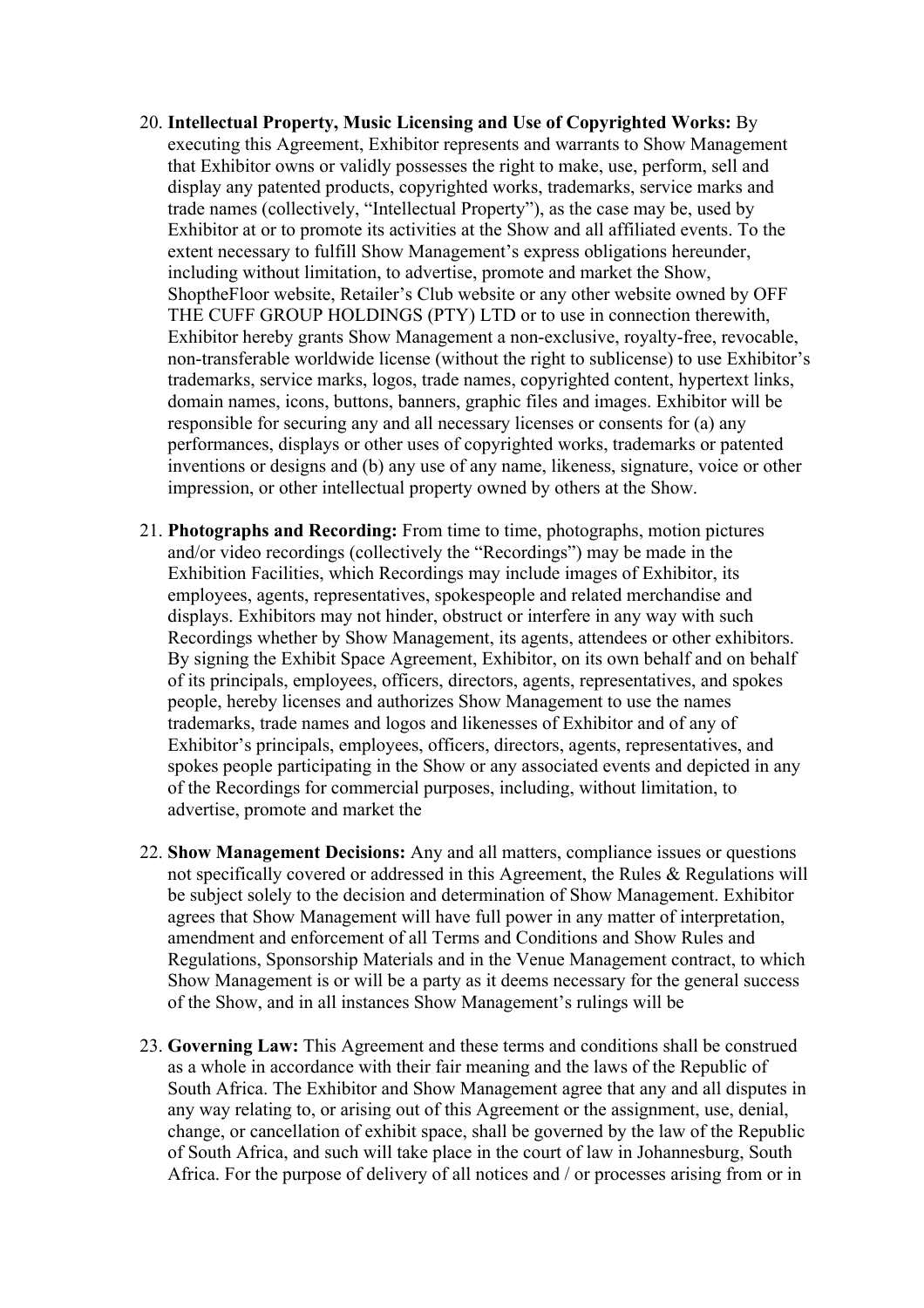20. **Intellectual Property, Music Licensing and Use of Copyrighted Works:** By executing this Agreement, Exhibitor represents and warrants to Show Management that Exhibitor owns or validly possesses the right to make, use, perform, sell and display any patented products, copyrighted works, trademarks, service marks and trade names (collectively, "Intellectual Property"), as the case may be, used by Exhibitor at or to promote its activities at the Show and all affiliated events. To the extent necessary to fulfill Show Management's express obligations hereunder, including without limitation, to advertise, promote and market the Show, ShoptheFloor website, Retailer's Club website or any other website owned by OFF THE CUFF GROUP HOLDINGS (PTY) LTD or to use in connection therewith, Exhibitor hereby grants Show Management a non-exclusive, royalty-free, revocable, non-transferable worldwide license (without the right to sublicense) to use Exhibitor's trademarks, service marks, logos, trade names, copyrighted content, hypertext links, domain names, icons, buttons, banners, graphic files and images. Exhibitor will be responsible for securing any and all necessary licenses or consents for (a) any performances, displays or other uses of copyrighted works, trademarks or patented inventions or designs and (b) any use of any name, likeness, signature, voice or other impression, or other intellectual property owned by others at the Show.

21. **Photographs and Recording:** From time to time, photographs, motion pictures and/or video recordings (collectively the "Recordings") may be made in the Exhibition Facilities, which Recordings may include images of Exhibitor, its employees, agents, representatives, spokespeople and related merchandise and displays. Exhibitors may not hinder, obstruct or interfere in any way with such Recordings whether by Show Management, its agents, attendees or other exhibitors. By signing the Exhibit Space Agreement, Exhibitor, on its own behalf and on behalf of its principals, employees, officers, directors, agents, representatives, and spokes people, hereby licenses and authorizes Show Management to use the names trademarks, trade names and logos and likenesses of Exhibitor and of any of Exhibitor's principals, employees, officers, directors, agents, representatives, and spokes people participating in the Show or any associated events and depicted in any of the Recordings for commercial purposes, including, without limitation, to advertise, promote and market the

22. **Show Management Decisions:** Any and all matters, compliance issues or questions not specifically covered or addressed in this Agreement, the Rules & Regulations will be subject solely to the decision and determination of Show Management. Exhibitor agrees that Show Management will have full power in any matter of interpretation, amendment and enforcement of all Terms and Conditions and Show Rules and Regulations, Sponsorship Materials and in the Venue Management contract, to which Show Management is or will be a party as it deems necessary for the general success of the Show, and in all instances Show Management's rulings will be

23. **Governing Law:** This Agreement and these terms and conditions shall be construed as a whole in accordance with their fair meaning and the laws of the Republic of South Africa. The Exhibitor and Show Management agree that any and all disputes in any way relating to, or arising out of this Agreement or the assignment, use, denial, change, or cancellation of exhibit space, shall be governed by the law of the Republic of South Africa, and such will take place in the court of law in Johannesburg, South Africa. For the purpose of delivery of all notices and / or processes arising from or in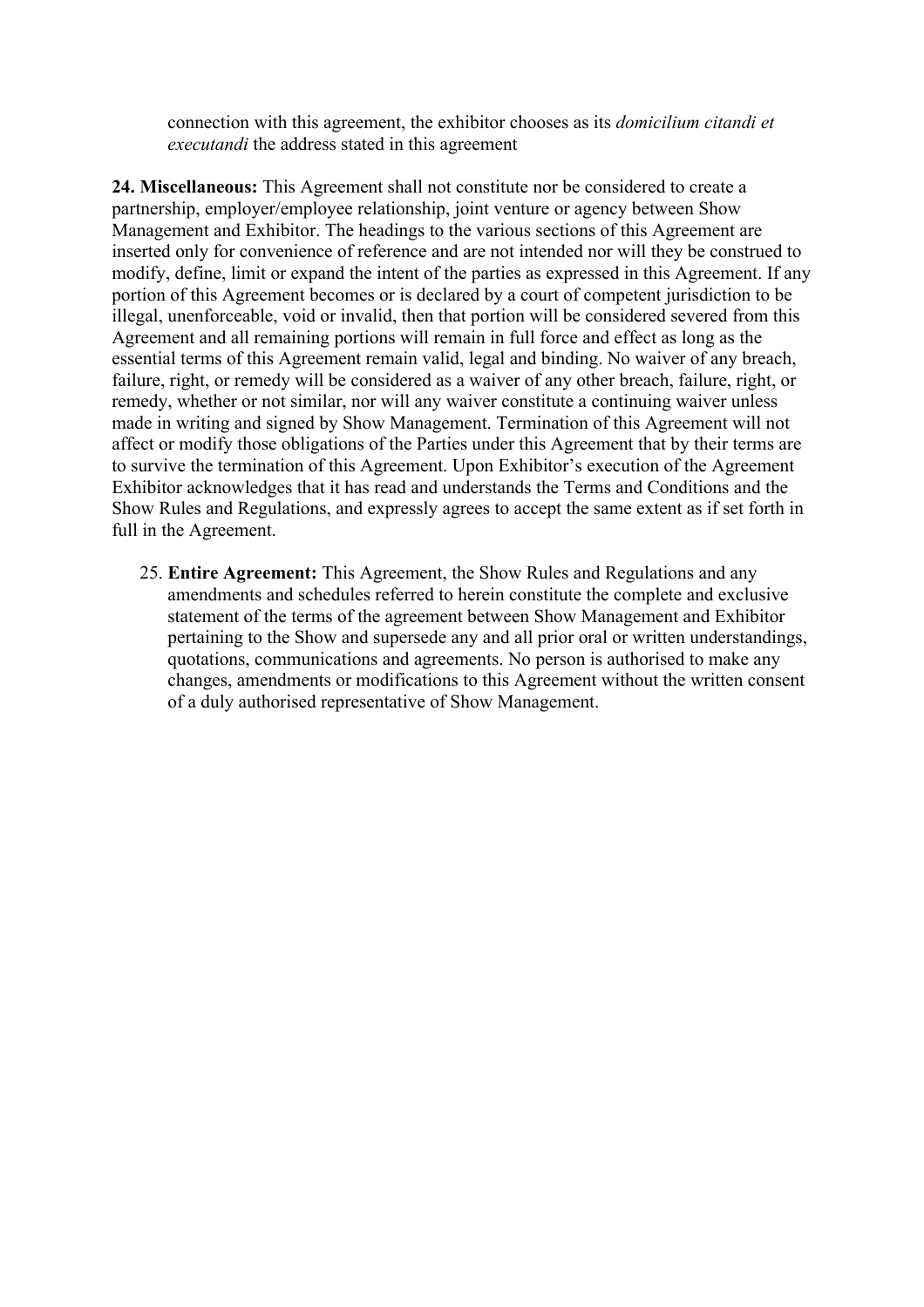connection with this agreement, the exhibitor chooses as its *domicilium citandi et executandi* the address stated in this agreement

**24. Miscellaneous:** This Agreement shall not constitute nor be considered to create a partnership, employer/employee relationship, joint venture or agency between Show Management and Exhibitor. The headings to the various sections of this Agreement are inserted only for convenience of reference and are not intended nor will they be construed to modify, define, limit or expand the intent of the parties as expressed in this Agreement. If any portion of this Agreement becomes or is declared by a court of competent jurisdiction to be illegal, unenforceable, void or invalid, then that portion will be considered severed from this Agreement and all remaining portions will remain in full force and effect as long as the essential terms of this Agreement remain valid, legal and binding. No waiver of any breach, failure, right, or remedy will be considered as a waiver of any other breach, failure, right, or remedy, whether or not similar, nor will any waiver constitute a continuing waiver unless made in writing and signed by Show Management. Termination of this Agreement will not affect or modify those obligations of the Parties under this Agreement that by their terms are to survive the termination of this Agreement. Upon Exhibitor's execution of the Agreement Exhibitor acknowledges that it has read and understands the Terms and Conditions and the Show Rules and Regulations, and expressly agrees to accept the same extent as if set forth in full in the Agreement.

25. **Entire Agreement:** This Agreement, the Show Rules and Regulations and any amendments and schedules referred to herein constitute the complete and exclusive statement of the terms of the agreement between Show Management and Exhibitor pertaining to the Show and supersede any and all prior oral or written understandings, quotations, communications and agreements. No person is authorised to make any changes, amendments or modifications to this Agreement without the written consent of a duly authorised representative of Show Management.